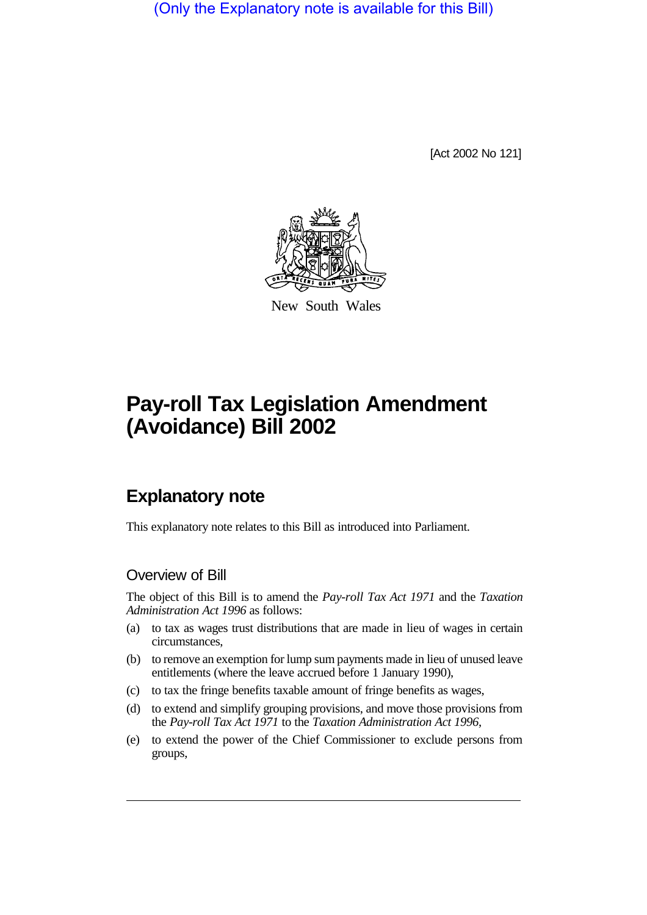(Only the Explanatory note is available for this Bill)

[Act 2002 No 121]

New South Wales

# Pay-roll Tax Legislation Amendment (Avoidance) Bill 2002

## Explanatory note

This explanatory note relates to this Bill as introduced into Parliament.

### Overview of Bill

The object of this Bill is to amend the *Pay-roll Tax Act 1971* and the *Taxation Administration Act 1996* as follows:

(a) to tax as wages trust distributions that are made in lieu of wages in certain circumstances,

(b) to remove an exemption for lump sum payments made in lieu of unused leave entitlements (where the leave accrued before 1 January 1990),

(c) to tax the fringe benefits taxable amount of fringe benefits as wages,

(d) to extend and simplify grouping provisions, and move those provisions from the *Pay-roll Tax Act 1971* to the *Taxation Administration Act 1996*,

(e) to extend the power of the Chief Commissioner to exclude persons from groups,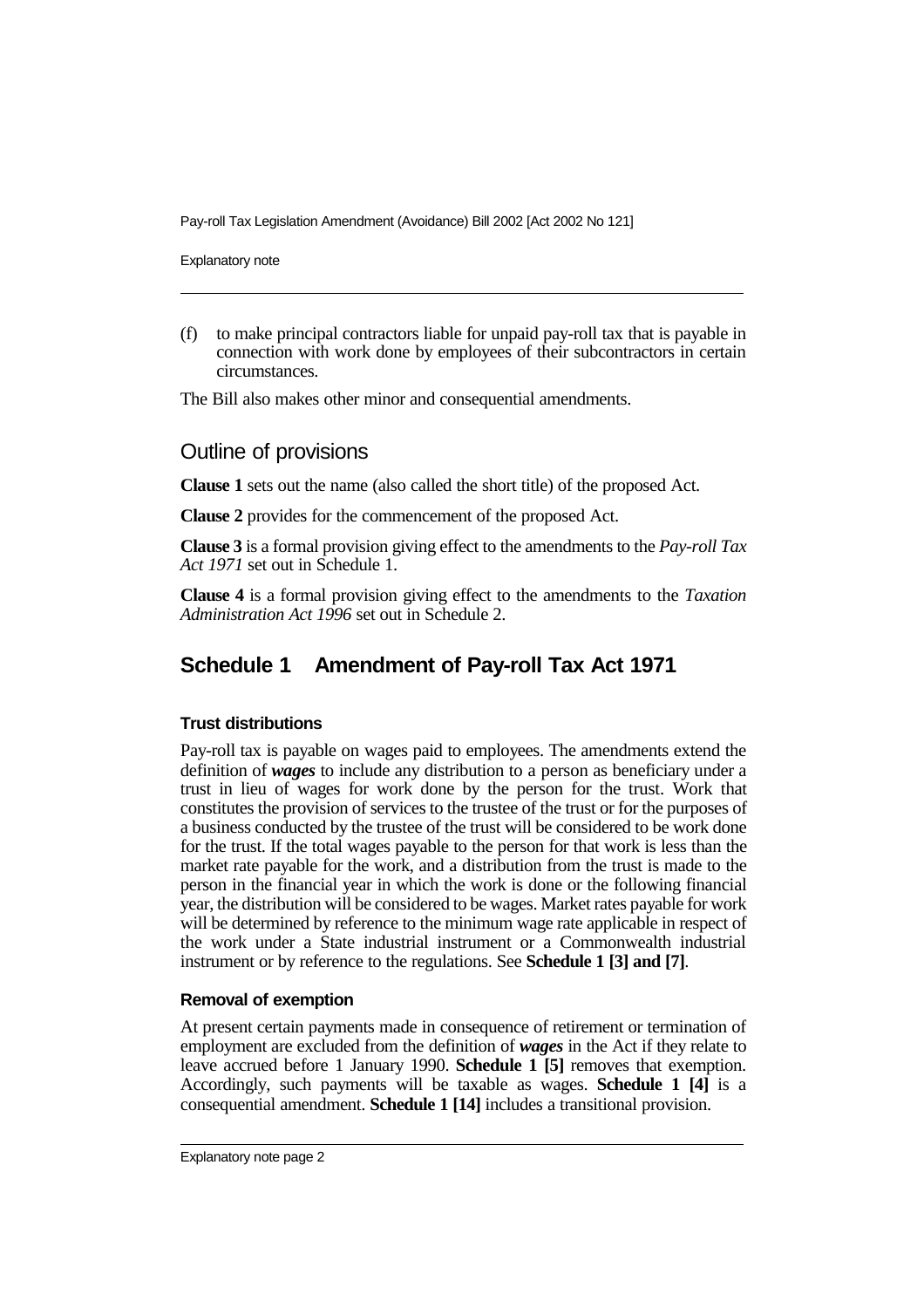(f) to make principal contractors liable for unpaid pay-roll tax that is payable in connection with work done by employees of their subcontractors in certain circumstances.

The Bill also makes other minor and consequential amendments.

## Outline of provisions

**Clause 1** sets out the name (also called the short title) of the proposed Act.

**Clause 2** provides for the commencement of the proposed Act.

**Clause 3** is a formal provision giving effect to the amendments to the *Pay-roll Tax Act 1971* set out in Schedule 1.

**Clause 4** is a formal provision giving effect to the amendments to the *Taxation Administration Act 1996* set out in Schedule 2.

## Schedule 1 Amendment of Pay-roll Tax Act 1971

### Trust distributions

Pay-roll tax is payable on wages paid to employees. The amendments extend the definition of ***wages*** to include any distribution to a person as beneficiary under a trust in lieu of wages for work done by the person for the trust. Work that constitutes the provision of services to the trustee of the trust or for the purposes of a business conducted by the trustee of the trust will be considered to be work done for the trust. If the total wages payable to the person for that work is less than the market rate payable for the work, and a distribution from the trust is made to the person in the financial year in which the work is done or the following financial year, the distribution will be considered to be wages. Market rates payable for work will be determined by reference to the minimum wage rate applicable in respect of the work under a State industrial instrument or a Commonwealth industrial instrument or by reference to the regulations. See **Schedule 1 [3] and [7]**.

### Removal of exemption

At present certain payments made in consequence of retirement or termination of employment are excluded from the definition of ***wages*** in the Act if they relate to leave accrued before 1 January 1990. **Schedule 1 [5]** removes that exemption. Accordingly, such payments will be taxable as wages. **Schedule 1 [4]** is a consequential amendment. **Schedule 1 [14]** includes a transitional provision.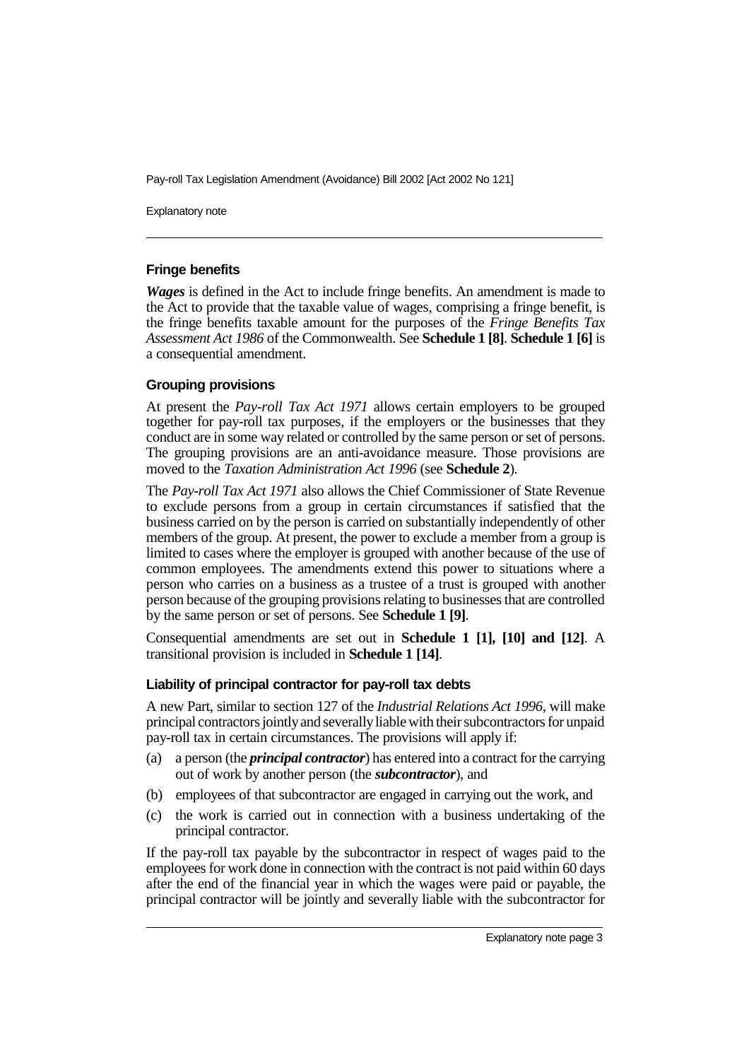### Fringe benefits

***Wages*** is defined in the Act to include fringe benefits. An amendment is made to the Act to provide that the taxable value of wages, comprising a fringe benefit, is the fringe benefits taxable amount for the purposes of the *Fringe Benefits Tax Assessment Act 1986* of the Commonwealth. See **Schedule 1 [8]**. **Schedule 1 [6]** is a consequential amendment.

### Grouping provisions

At present the *Pay-roll Tax Act 1971* allows certain employers to be grouped together for pay-roll tax purposes, if the employers or the businesses that they conduct are in some way related or controlled by the same person or set of persons. The grouping provisions are an anti-avoidance measure. Those provisions are moved to the *Taxation Administration Act 1996* (see **Schedule 2**).

The *Pay-roll Tax Act 1971* also allows the Chief Commissioner of State Revenue to exclude persons from a group in certain circumstances if satisfied that the business carried on by the person is carried on substantially independently of other members of the group. At present, the power to exclude a member from a group is limited to cases where the employer is grouped with another because of the use of common employees. The amendments extend this power to situations where a person who carries on a business as a trustee of a trust is grouped with another person because of the grouping provisions relating to businesses that are controlled by the same person or set of persons. See **Schedule 1 [9]**.

Consequential amendments are set out in **Schedule 1 [1], [10] and [12]**. A transitional provision is included in **Schedule 1 [14]**.

### Liability of principal contractor for pay-roll tax debts

A new Part, similar to section 127 of the *Industrial Relations Act 1996*, will make principal contractors jointly and severally liable with their subcontractors for unpaid pay-roll tax in certain circumstances. The provisions will apply if:

(a) a person (the ***principal contractor***) has entered into a contract for the carrying out of work by another person (the ***subcontractor***), and

(b) employees of that subcontractor are engaged in carrying out the work, and

(c) the work is carried out in connection with a business undertaking of the principal contractor.

If the pay-roll tax payable by the subcontractor in respect of wages paid to the employees for work done in connection with the contract is not paid within 60 days after the end of the financial year in which the wages were paid or payable, the principal contractor will be jointly and severally liable with the subcontractor for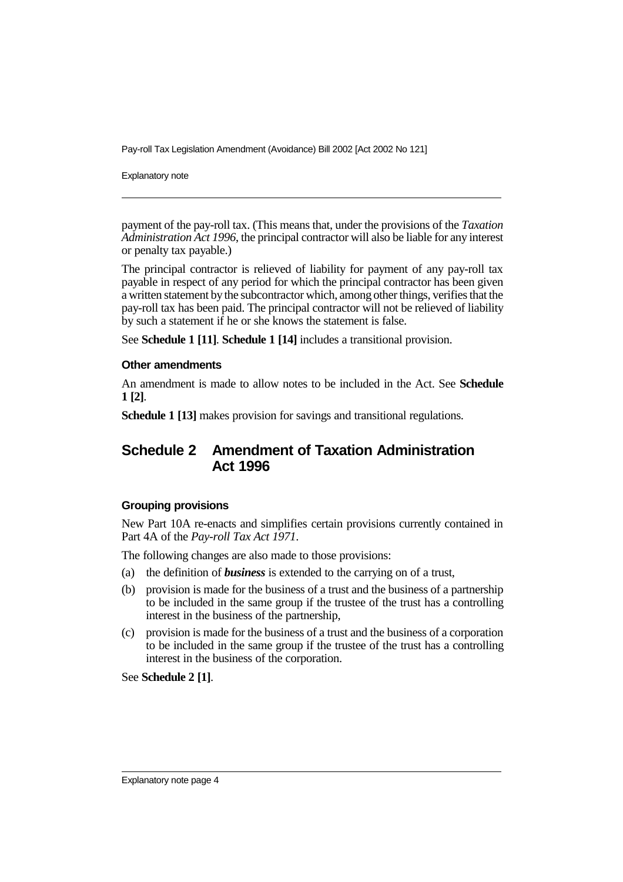payment of the pay-roll tax. (This means that, under the provisions of the *Taxation Administration Act 1996*, the principal contractor will also be liable for any interest or penalty tax payable.)

The principal contractor is relieved of liability for payment of any pay-roll tax payable in respect of any period for which the principal contractor has been given a written statement by the subcontractor which, among other things, verifies that the pay-roll tax has been paid. The principal contractor will not be relieved of liability by such a statement if he or she knows the statement is false.

See **Schedule 1 [11]**. **Schedule 1 [14]** includes a transitional provision.

### Other amendments

An amendment is made to allow notes to be included in the Act. See **Schedule 1 [2]**.

**Schedule 1 [13]** makes provision for savings and transitional regulations.

## Schedule 2 Amendment of Taxation Administration Act 1996

### Grouping provisions

New Part 10A re-enacts and simplifies certain provisions currently contained in Part 4A of the *Pay-roll Tax Act 1971*.

The following changes are also made to those provisions:

(a) the definition of ***business*** is extended to the carrying on of a trust,

(b) provision is made for the business of a trust and the business of a partnership to be included in the same group if the trustee of the trust has a controlling interest in the business of the partnership,

(c) provision is made for the business of a trust and the business of a corporation to be included in the same group if the trustee of the trust has a controlling interest in the business of the corporation.

See **Schedule 2 [1]**.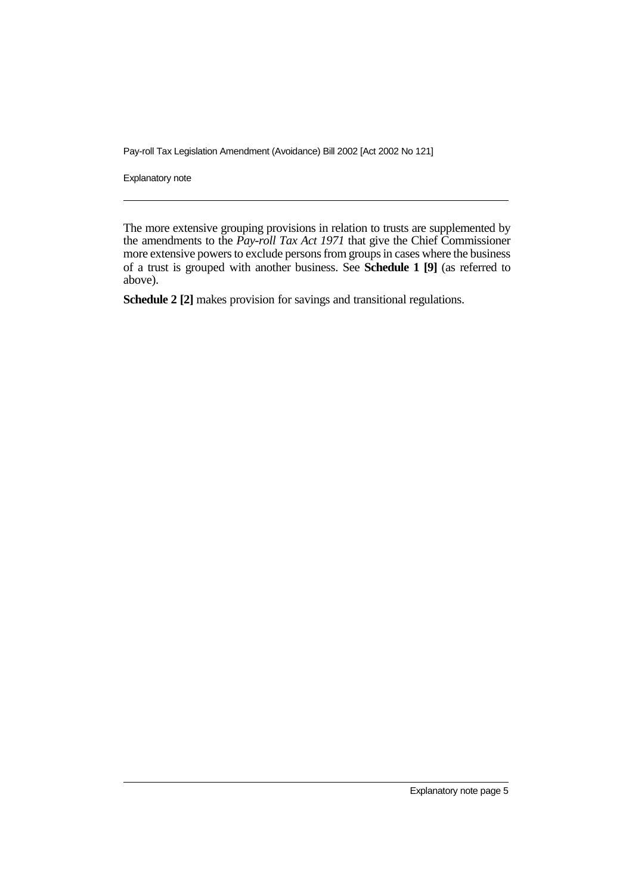The more extensive grouping provisions in relation to trusts are supplemented by the amendments to the *Pay-roll Tax Act 1971* that give the Chief Commissioner more extensive powers to exclude persons from groups in cases where the business of a trust is grouped with another business. See **Schedule 1 [9]** (as referred to above).

**Schedule 2 [2]** makes provision for savings and transitional regulations.